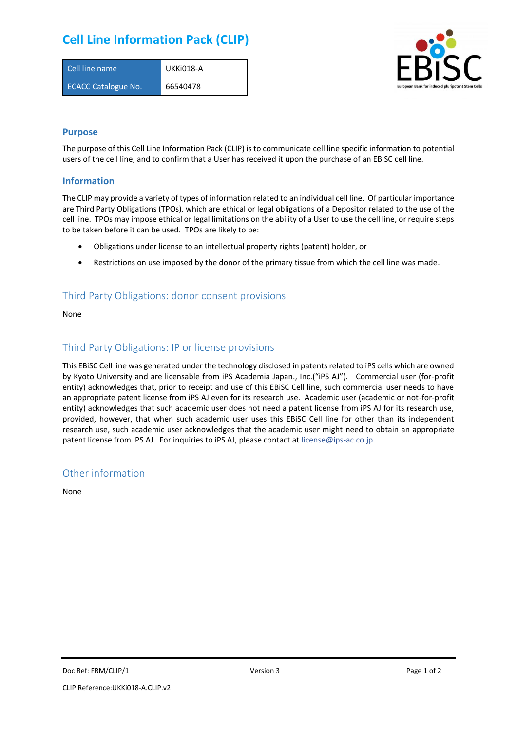# Cell Line Information Pack (CLIP)

| Cell line name | UKKi018-A |
| --- | --- |
| ECACC Catalogue No. | 66540478 |

## Purpose

The purpose of this Cell Line Information Pack (CLIP) is to communicate cell line specific information to potential users of the cell line, and to confirm that a User has received it upon the purchase of an EBiSC cell line.

## Information

The CLIP may provide a variety of types of information related to an individual cell line. Of particular importance are Third Party Obligations (TPOs), which are ethical or legal obligations of a Depositor related to the use of the cell line. TPOs may impose ethical or legal limitations on the ability of a User to use the cell line, or require steps to be taken before it can be used. TPOs are likely to be:

- Obligations under license to an intellectual property rights (patent) holder, or
- Restrictions on use imposed by the donor of the primary tissue from which the cell line was made.

## Third Party Obligations: donor consent provisions

None

## Third Party Obligations: IP or license provisions

This EBiSC Cell line was generated under the technology disclosed in patents related to iPS cells which are owned by Kyoto University and are licensable from iPS Academia Japan., Inc.("iPS AJ"). Commercial user (for-profit entity) acknowledges that, prior to receipt and use of this EBiSC Cell line, such commercial user needs to have an appropriate patent license from iPS AJ even for its research use. Academic user (academic or not-for-profit entity) acknowledges that such academic user does not need a patent license from iPS AJ for its research use, provided, however, that when such academic user uses this EBiSC Cell line for other than its independent research use, such academic user acknowledges that the academic user might need to obtain an appropriate patent license from iPS AJ. For inquiries to iPS AJ, please contact at license@ips-ac.co.jp.

## Other information

None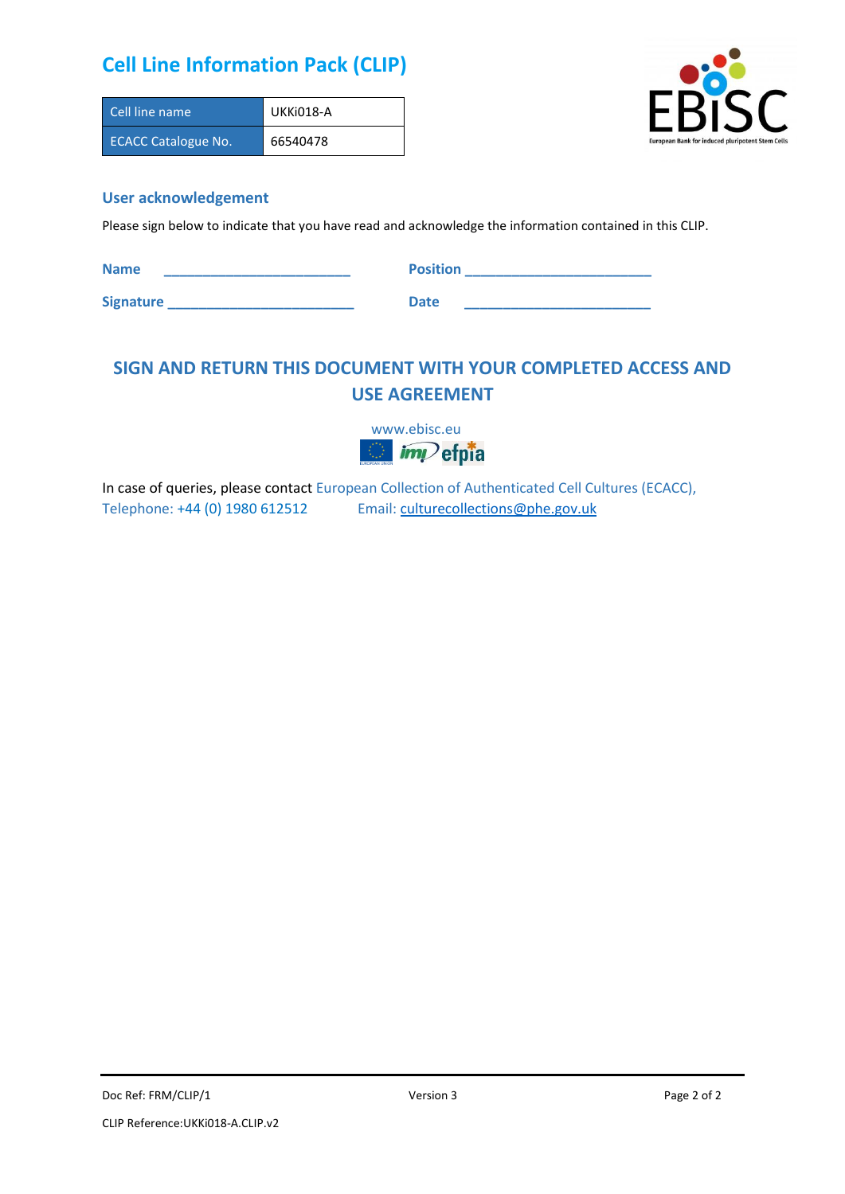# Cell Line Information Pack (CLIP)

| | |
|---|---|
| Cell line name | UKKi018-A |
| ECACC Catalogue No. | 66540478 |

## User acknowledgement

Please sign below to indicate that you have read and acknowledge the information contained in this CLIP.

**Name** ________________________ **Position** ________________________

**Signature** ________________________ **Date** ________________________

## SIGN AND RETURN THIS DOCUMENT WITH YOUR COMPLETED ACCESS AND USE AGREEMENT

www.ebisc.eu

In case of queries, please contact European Collection of Authenticated Cell Cultures (ECACC), Telephone: +44 (0) 1980 612512 Email: culturecollections@phe.gov.uk

Doc Ref: FRM/CLIP/1 Version 3

CLIP Reference:UKKi018-A.CLIP.v2